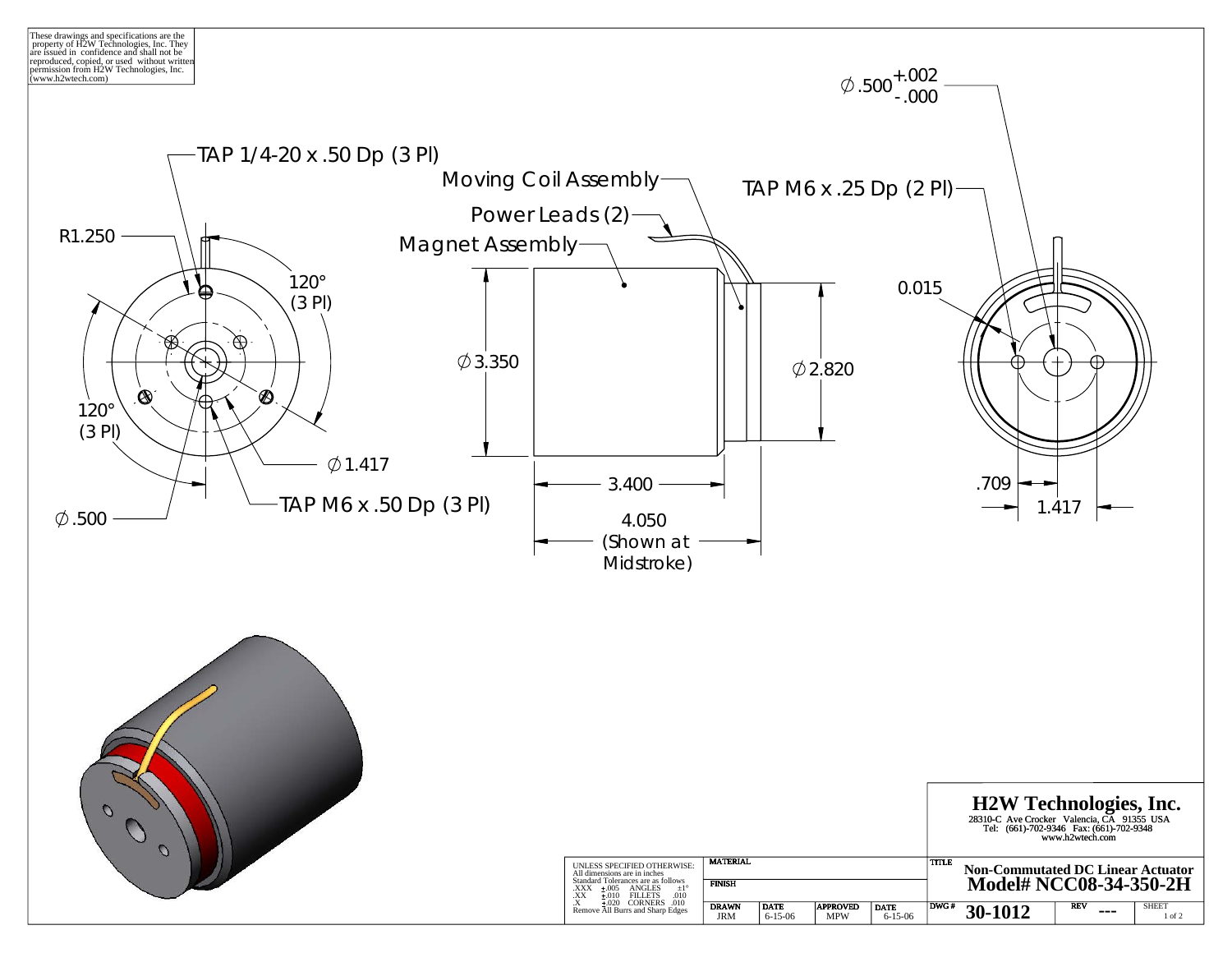These drawings and specifications are the property of H2W Technologies, Inc. They are issued in confidence and shall not be reproduced, copied, or used without written permission from H2W Technologies, Inc. (www.h2wtech.com)

TAP 1/4-20 x .50 Dp (3 Pl)

R1.250

120° (3 Pl)

120° (3 Pl)

∅1.417

TAP M6 x .50 Dp (3 Pl)

∅.500

Moving Coil Assembly

Power Leads (2)

Magnet Assembly

∅3.350

∅2.820

3.400

4.050 (Shown at Midstroke)

∅.500 +.002 / -.000

TAP M6 x .25 Dp (2 Pl)

0.015

.709

1.417

# H2W Technologies, Inc.

28310-C Ave Crocker Valencia, CA 91355 USA
Tel: (661)-702-9346 Fax: (661)-702-9348
www.h2wtech.com

UNLESS SPECIFIED OTHERWISE:
All dimensions are in inches
Standard Tolerances are as follows

| | | | |
|---|---|---|---|
| .XXX | ±.005 | ANGLES | ±1° |
| .XX | ±.010 | FILLETS | .010 |
| .X | ±.020 | CORNERS | .010 |

Remove All Burrs and Sharp Edges

| MATERIAL | | | | TITLE | | |
|---|---|---|---|---|---|---|
| FINISH | | | | Non-Commutated DC Linear Actuator Model# NCC08-34-350-2H | | |
| DRAWN JRM | DATE 6-15-06 | APPROVED MPW | DATE 6-15-06 | DWG # 30-1012 | REV --- | SHEET 1 of 2 |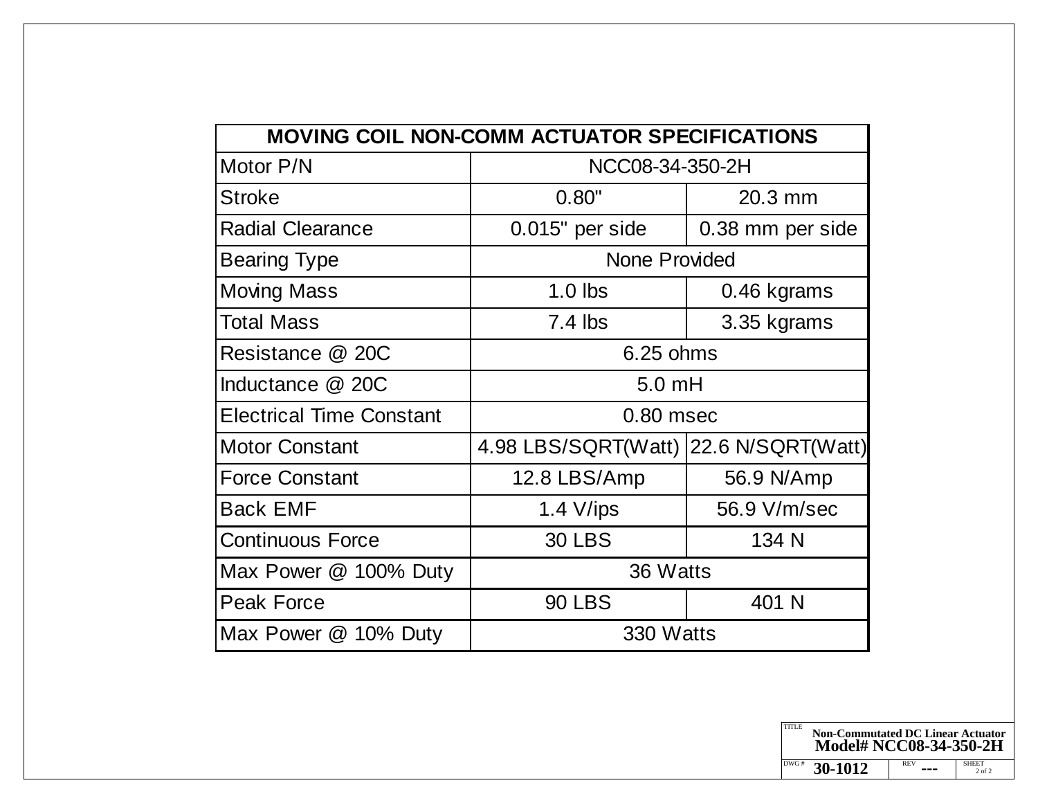| MOVING COIL NON-COMM ACTUATOR SPECIFICATIONS | | |
|---|---|---|
| Motor P/N | NCC08-34-350-2H | |
| Stroke | 0.80" | 20.3 mm |
| Radial Clearance | 0.015" per side | 0.38 mm per side |
| Bearing Type | None Provided | |
| Moving Mass | 1.0 lbs | 0.46 kgrams |
| Total Mass | 7.4 lbs | 3.35 kgrams |
| Resistance @ 20C | 6.25 ohms | |
| Inductance @ 20C | 5.0 mH | |
| Electrical Time Constant | 0.80 msec | |
| Motor Constant | 4.98 LBS/SQRT(Watt) | 22.6 N/SQRT(Watt) |
| Force Constant | 12.8 LBS/Amp | 56.9 N/Amp |
| Back EMF | 1.4 V/ips | 56.9 V/m/sec |
| Continuous Force | 30 LBS | 134 N |
| Max Power @ 100% Duty | 36 Watts | |
| Peak Force | 90 LBS | 401 N |
| Max Power @ 10% Duty | 330 Watts | |

| TITLE | | |
|---|---|---|
| Non-Commutated DC Linear Actuator Model# NCC08-34-350-2H | | |
| DWG # 30-1012 | REV --- | SHEET 2 of 2 |